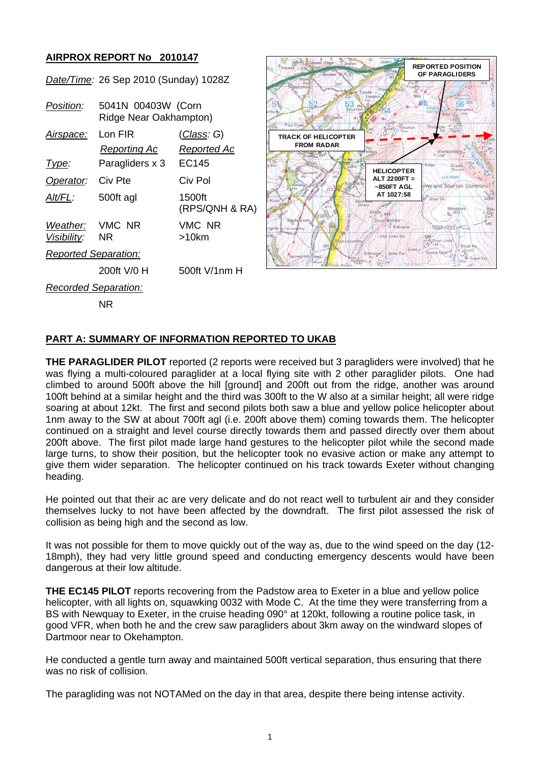## AIRPROX REPORT No 2010147

| | | |
|---|---|---|
| *Date/Time:* | 26 Sep 2010 (Sunday) 1028Z | |
| *Position:* | 5041N 00403W (Corn Ridge Near Oakhampton) | |
| *Airspace:* | Lon FIR | (*Class*: G) |
| | *Reporting Ac* | *Reported Ac* |
| *Type:* | Paragliders x 3 | EC145 |
| *Operator:* | Civ Pte | Civ Pol |
| *Alt/FL:* | 500ft agl | 1500ft (RPS/QNH & RA) |
| *Weather:* *Visibility:* | VMC NR NR | VMC NR >10km |
| *Reported Separation:* | | |
| | 200ft V/0 H | 500ft V/1nm H |
| *Recorded Separation:* | | |
| | NR | |

REPORTED POSITION OF PARAGLIDERS

TRACK OF HELICOPTER FROM RADAR

HELICOPTER ALT 2200FT = ~850FT AGL AT 1027:58

## PART A: SUMMARY OF INFORMATION REPORTED TO UKAB

**THE PARAGLIDER PILOT** reported (2 reports were received but 3 paragliders were involved) that he was flying a multi-coloured paraglider at a local flying site with 2 other paraglider pilots. One had climbed to around 500ft above the hill [ground] and 200ft out from the ridge, another was around 100ft behind at a similar height and the third was 300ft to the W also at a similar height; all were ridge soaring at about 12kt. The first and second pilots both saw a blue and yellow police helicopter about 1nm away to the SW at about 700ft agl (i.e. 200ft above them) coming towards them. The helicopter continued on a straight and level course directly towards them and passed directly over them about 200ft above. The first pilot made large hand gestures to the helicopter pilot while the second made large turns, to show their position, but the helicopter took no evasive action or make any attempt to give them wider separation. The helicopter continued on his track towards Exeter without changing heading.

He pointed out that their ac are very delicate and do not react well to turbulent air and they consider themselves lucky to not have been affected by the downdraft. The first pilot assessed the risk of collision as being high and the second as low.

It was not possible for them to move quickly out of the way as, due to the wind speed on the day (12-18mph), they had very little ground speed and conducting emergency descents would have been dangerous at their low altitude.

**THE EC145 PILOT** reports recovering from the Padstow area to Exeter in a blue and yellow police helicopter, with all lights on, squawking 0032 with Mode C. At the time they were transferring from a BS with Newquay to Exeter, in the cruise heading 090° at 120kt, following a routine police task, in good VFR, when both he and the crew saw paragliders about 3km away on the windward slopes of Dartmoor near to Okehampton.

He conducted a gentle turn away and maintained 500ft vertical separation, thus ensuring that there was no risk of collision.

The paragliding was not NOTAMed on the day in that area, despite there being intense activity.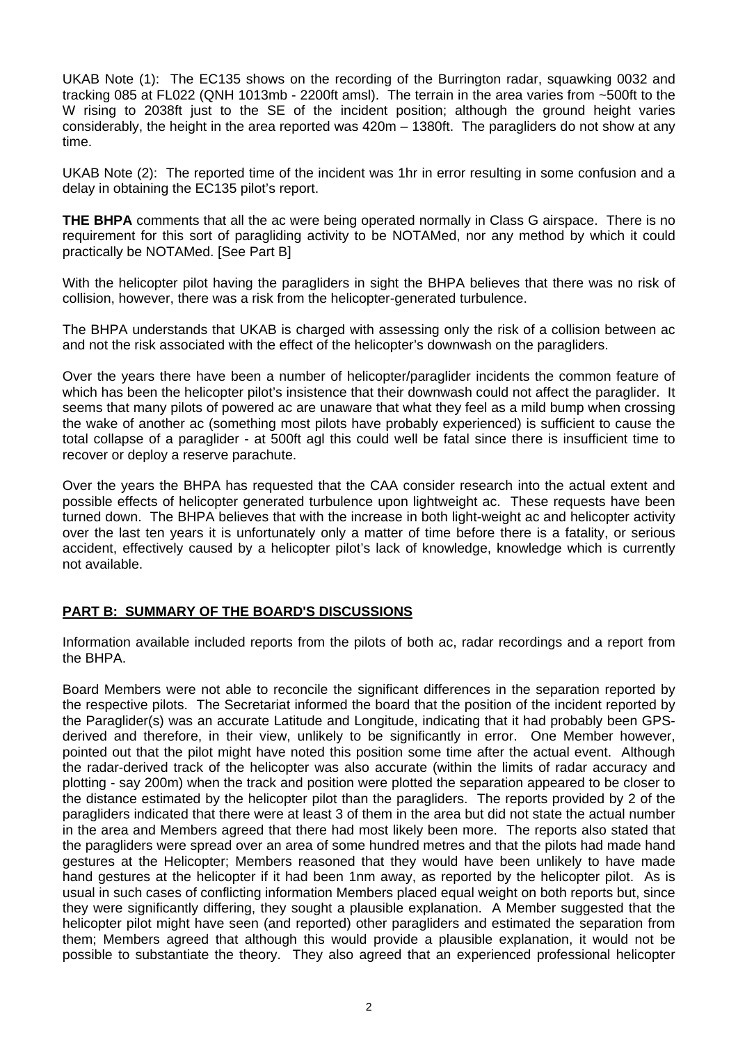UKAB Note (1): The EC135 shows on the recording of the Burrington radar, squawking 0032 and tracking 085 at FL022 (QNH 1013mb - 2200ft amsl). The terrain in the area varies from ~500ft to the W rising to 2038ft just to the SE of the incident position; although the ground height varies considerably, the height in the area reported was 420m – 1380ft. The paragliders do not show at any time.

UKAB Note (2): The reported time of the incident was 1hr in error resulting in some confusion and a delay in obtaining the EC135 pilot's report.

**THE BHPA** comments that all the ac were being operated normally in Class G airspace. There is no requirement for this sort of paragliding activity to be NOTAMed, nor any method by which it could practically be NOTAMed. [See Part B]

With the helicopter pilot having the paragliders in sight the BHPA believes that there was no risk of collision, however, there was a risk from the helicopter-generated turbulence.

The BHPA understands that UKAB is charged with assessing only the risk of a collision between ac and not the risk associated with the effect of the helicopter's downwash on the paragliders.

Over the years there have been a number of helicopter/paraglider incidents the common feature of which has been the helicopter pilot's insistence that their downwash could not affect the paraglider. It seems that many pilots of powered ac are unaware that what they feel as a mild bump when crossing the wake of another ac (something most pilots have probably experienced) is sufficient to cause the total collapse of a paraglider - at 500ft agl this could well be fatal since there is insufficient time to recover or deploy a reserve parachute.

Over the years the BHPA has requested that the CAA consider research into the actual extent and possible effects of helicopter generated turbulence upon lightweight ac. These requests have been turned down. The BHPA believes that with the increase in both light-weight ac and helicopter activity over the last ten years it is unfortunately only a matter of time before there is a fatality, or serious accident, effectively caused by a helicopter pilot's lack of knowledge, knowledge which is currently not available.

## PART B: SUMMARY OF THE BOARD'S DISCUSSIONS

Information available included reports from the pilots of both ac, radar recordings and a report from the BHPA.

Board Members were not able to reconcile the significant differences in the separation reported by the respective pilots. The Secretariat informed the board that the position of the incident reported by the Paraglider(s) was an accurate Latitude and Longitude, indicating that it had probably been GPS-derived and therefore, in their view, unlikely to be significantly in error. One Member however, pointed out that the pilot might have noted this position some time after the actual event. Although the radar-derived track of the helicopter was also accurate (within the limits of radar accuracy and plotting - say 200m) when the track and position were plotted the separation appeared to be closer to the distance estimated by the helicopter pilot than the paragliders. The reports provided by 2 of the paragliders indicated that there were at least 3 of them in the area but did not state the actual number in the area and Members agreed that there had most likely been more. The reports also stated that the paragliders were spread over an area of some hundred metres and that the pilots had made hand gestures at the Helicopter; Members reasoned that they would have been unlikely to have made hand gestures at the helicopter if it had been 1nm away, as reported by the helicopter pilot. As is usual in such cases of conflicting information Members placed equal weight on both reports but, since they were significantly differing, they sought a plausible explanation. A Member suggested that the helicopter pilot might have seen (and reported) other paragliders and estimated the separation from them; Members agreed that although this would provide a plausible explanation, it would not be possible to substantiate the theory. They also agreed that an experienced professional helicopter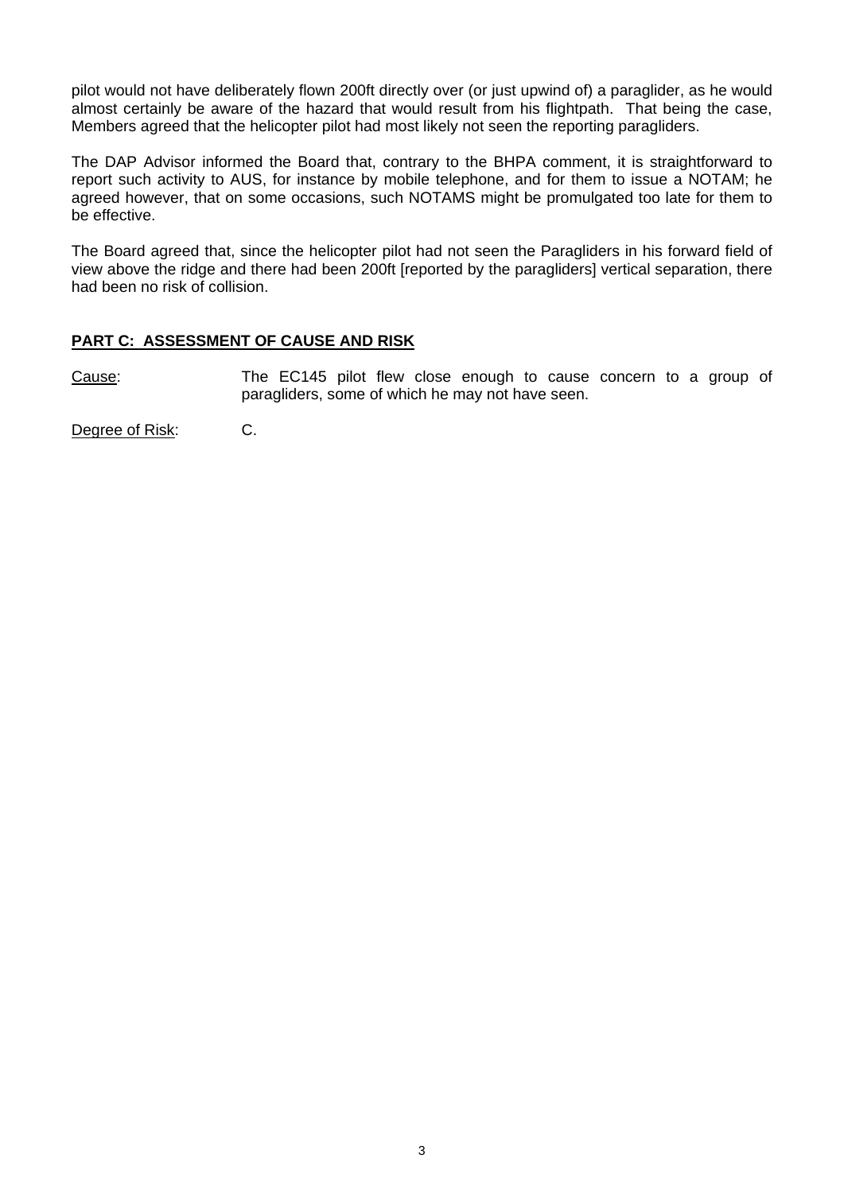pilot would not have deliberately flown 200ft directly over (or just upwind of) a paraglider, as he would almost certainly be aware of the hazard that would result from his flightpath. That being the case, Members agreed that the helicopter pilot had most likely not seen the reporting paragliders.

The DAP Advisor informed the Board that, contrary to the BHPA comment, it is straightforward to report such activity to AUS, for instance by mobile telephone, and for them to issue a NOTAM; he agreed however, that on some occasions, such NOTAMS might be promulgated too late for them to be effective.

The Board agreed that, since the helicopter pilot had not seen the Paragliders in his forward field of view above the ridge and there had been 200ft [reported by the paragliders] vertical separation, there had been no risk of collision.

## PART C: ASSESSMENT OF CAUSE AND RISK

Cause: The EC145 pilot flew close enough to cause concern to a group of paragliders, some of which he may not have seen.

Degree of Risk: C.